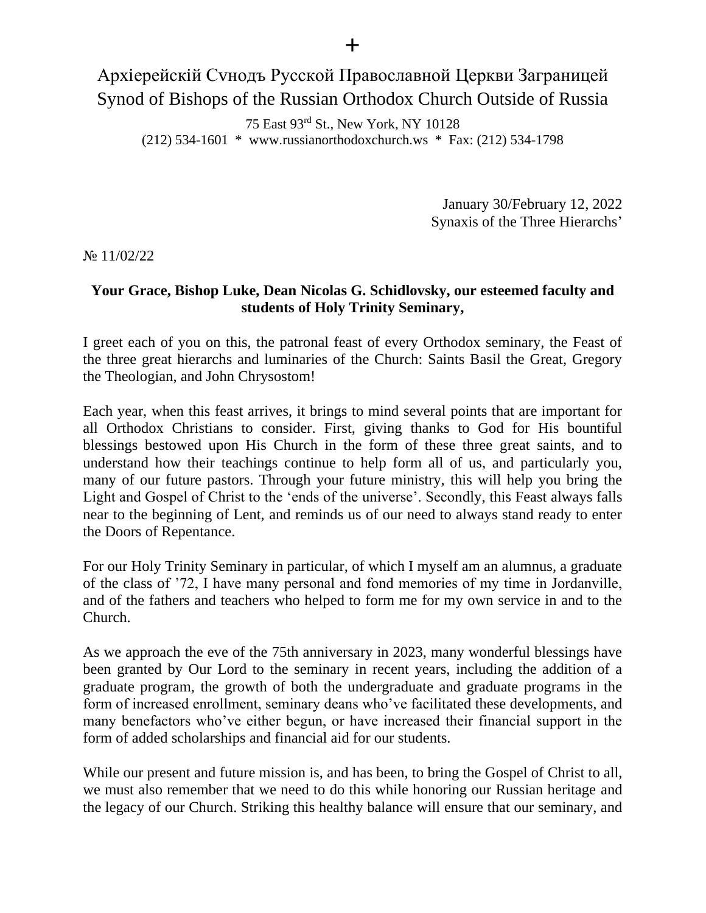+

Архіерейскій Сѵнодъ Русской Православной Церкви Заграницей
Synod of Bishops of the Russian Orthodox Church Outside of Russia

75 East 93rd St., New York, NY 10128
(212) 534-1601 * www.russianorthodoxchurch.ws * Fax: (212) 534-1798

January 30/February 12, 2022
Synaxis of the Three Hierarchs'

№ 11/02/22

**Your Grace, Bishop Luke, Dean Nicolas G. Schidlovsky, our esteemed faculty and students of Holy Trinity Seminary,**

I greet each of you on this, the patronal feast of every Orthodox seminary, the Feast of the three great hierarchs and luminaries of the Church: Saints Basil the Great, Gregory the Theologian, and John Chrysostom!

Each year, when this feast arrives, it brings to mind several points that are important for all Orthodox Christians to consider. First, giving thanks to God for His bountiful blessings bestowed upon His Church in the form of these three great saints, and to understand how their teachings continue to help form all of us, and particularly you, many of our future pastors. Through your future ministry, this will help you bring the Light and Gospel of Christ to the 'ends of the universe'. Secondly, this Feast always falls near to the beginning of Lent, and reminds us of our need to always stand ready to enter the Doors of Repentance.

For our Holy Trinity Seminary in particular, of which I myself am an alumnus, a graduate of the class of '72, I have many personal and fond memories of my time in Jordanville, and of the fathers and teachers who helped to form me for my own service in and to the Church.

As we approach the eve of the 75th anniversary in 2023, many wonderful blessings have been granted by Our Lord to the seminary in recent years, including the addition of a graduate program, the growth of both the undergraduate and graduate programs in the form of increased enrollment, seminary deans who've facilitated these developments, and many benefactors who've either begun, or have increased their financial support in the form of added scholarships and financial aid for our students.

While our present and future mission is, and has been, to bring the Gospel of Christ to all, we must also remember that we need to do this while honoring our Russian heritage and the legacy of our Church. Striking this healthy balance will ensure that our seminary, and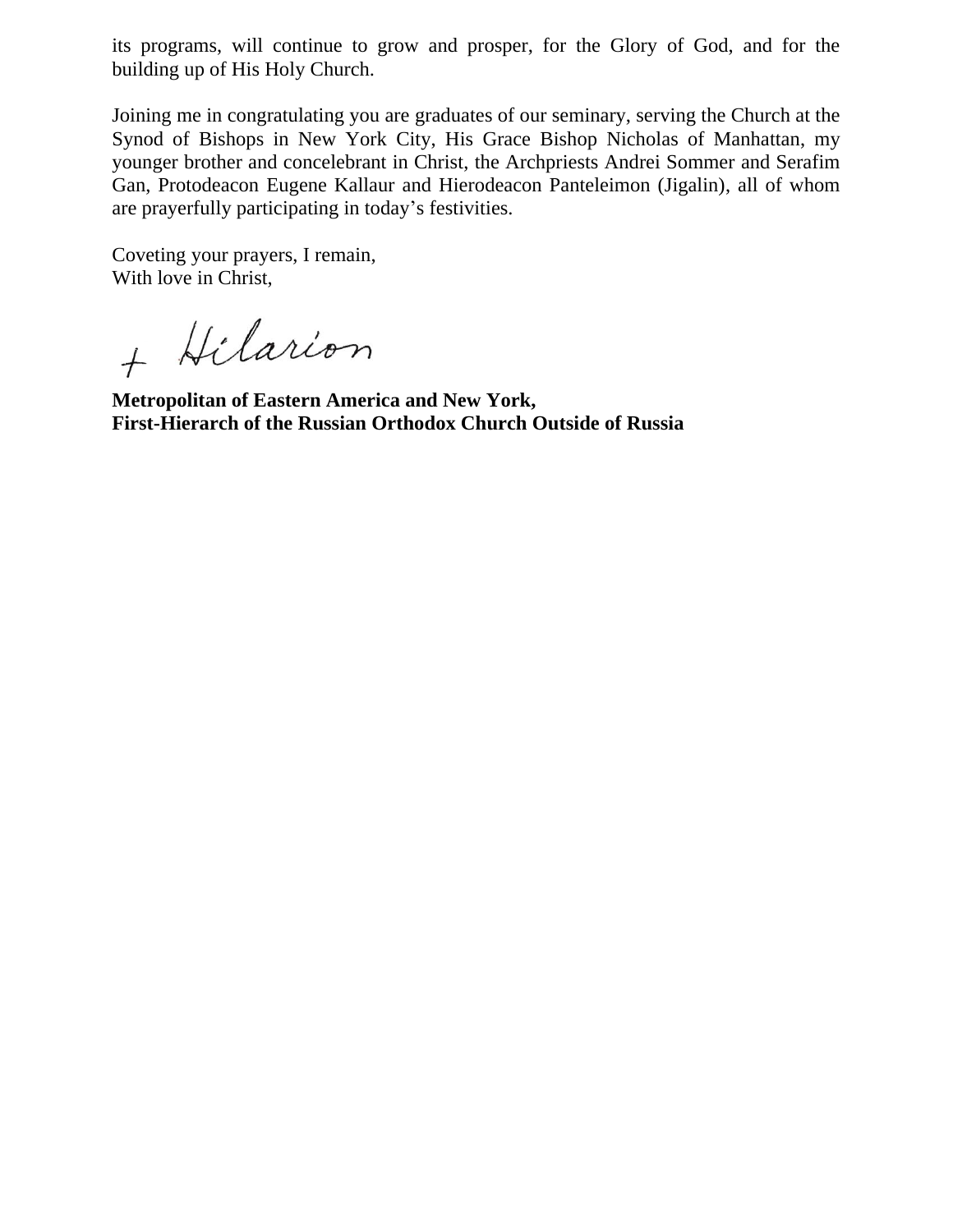its programs, will continue to grow and prosper, for the Glory of God, and for the building up of His Holy Church.

Joining me in congratulating you are graduates of our seminary, serving the Church at the Synod of Bishops in New York City, His Grace Bishop Nicholas of Manhattan, my younger brother and concelebrant in Christ, the Archpriests Andrei Sommer and Serafim Gan, Protodeacon Eugene Kallaur and Hierodeacon Panteleimon (Jigalin), all of whom are prayerfully participating in today's festivities.

Coveting your prayers, I remain,
With love in Christ,

+ Hilarion

**Metropolitan of Eastern America and New York,**
**First-Hierarch of the Russian Orthodox Church Outside of Russia**